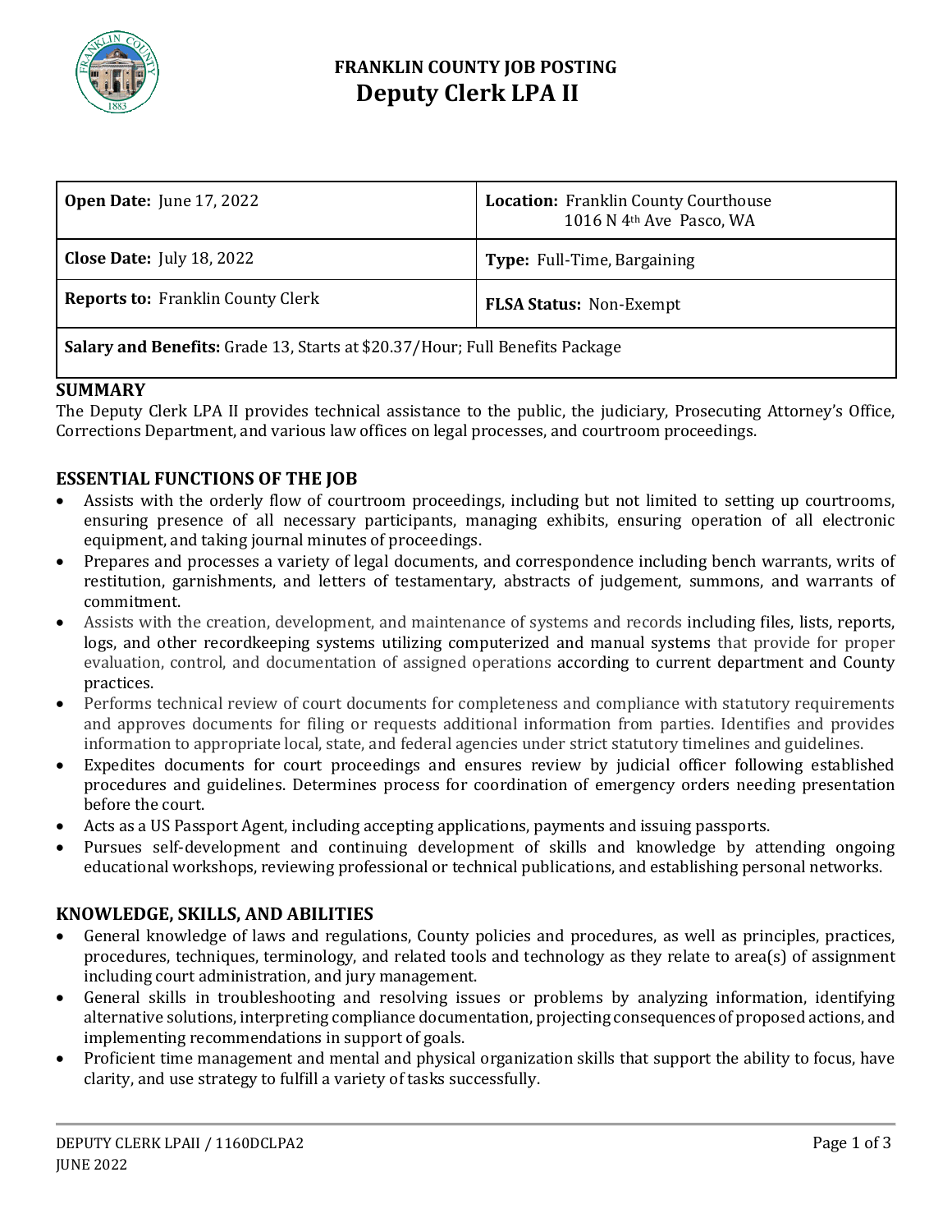# FRANKLIN COUNTY JOB POSTING
# Deputy Clerk LPA II

| | |
|---|---|
| **Open Date:** June 17, 2022 | **Location:** Franklin County Courthouse 1016 N 4th Ave Pasco, WA |
| **Close Date:** July 18, 2022 | **Type:** Full-Time, Bargaining |
| **Reports to:** Franklin County Clerk | **FLSA Status:** Non-Exempt |
| **Salary and Benefits:** Grade 13, Starts at $20.37/Hour; Full Benefits Package | |

## SUMMARY

The Deputy Clerk LPA II provides technical assistance to the public, the judiciary, Prosecuting Attorney's Office, Corrections Department, and various law offices on legal processes, and courtroom proceedings.

## ESSENTIAL FUNCTIONS OF THE JOB

- Assists with the orderly flow of courtroom proceedings, including but not limited to setting up courtrooms, ensuring presence of all necessary participants, managing exhibits, ensuring operation of all electronic equipment, and taking journal minutes of proceedings.
- Prepares and processes a variety of legal documents, and correspondence including bench warrants, writs of restitution, garnishments, and letters of testamentary, abstracts of judgement, summons, and warrants of commitment.
- Assists with the creation, development, and maintenance of systems and records including files, lists, reports, logs, and other recordkeeping systems utilizing computerized and manual systems that provide for proper evaluation, control, and documentation of assigned operations according to current department and County practices.
- Performs technical review of court documents for completeness and compliance with statutory requirements and approves documents for filing or requests additional information from parties. Identifies and provides information to appropriate local, state, and federal agencies under strict statutory timelines and guidelines.
- Expedites documents for court proceedings and ensures review by judicial officer following established procedures and guidelines. Determines process for coordination of emergency orders needing presentation before the court.
- Acts as a US Passport Agent, including accepting applications, payments and issuing passports.
- Pursues self-development and continuing development of skills and knowledge by attending ongoing educational workshops, reviewing professional or technical publications, and establishing personal networks.

## KNOWLEDGE, SKILLS, AND ABILITIES

- General knowledge of laws and regulations, County policies and procedures, as well as principles, practices, procedures, techniques, terminology, and related tools and technology as they relate to area(s) of assignment including court administration, and jury management.
- General skills in troubleshooting and resolving issues or problems by analyzing information, identifying alternative solutions, interpreting compliance documentation, projecting consequences of proposed actions, and implementing recommendations in support of goals.
- Proficient time management and mental and physical organization skills that support the ability to focus, have clarity, and use strategy to fulfill a variety of tasks successfully.

DEPUTY CLERK LPAII / 1160DCLPA2
JUNE 2022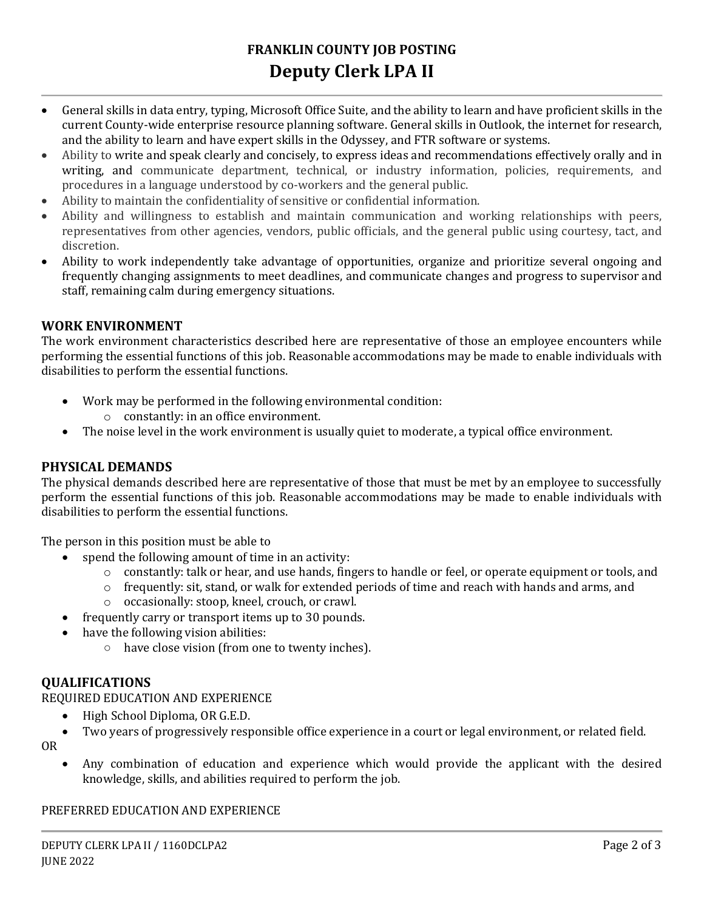- General skills in data entry, typing, Microsoft Office Suite, and the ability to learn and have proficient skills in the current County-wide enterprise resource planning software. General skills in Outlook, the internet for research, and the ability to learn and have expert skills in the Odyssey, and FTR software or systems.
- Ability to write and speak clearly and concisely, to express ideas and recommendations effectively orally and in writing, and communicate department, technical, or industry information, policies, requirements, and procedures in a language understood by co-workers and the general public.
- Ability to maintain the confidentiality of sensitive or confidential information.
- Ability and willingness to establish and maintain communication and working relationships with peers, representatives from other agencies, vendors, public officials, and the general public using courtesy, tact, and discretion.
- Ability to work independently take advantage of opportunities, organize and prioritize several ongoing and frequently changing assignments to meet deadlines, and communicate changes and progress to supervisor and staff, remaining calm during emergency situations.

## WORK ENVIRONMENT

The work environment characteristics described here are representative of those an employee encounters while performing the essential functions of this job. Reasonable accommodations may be made to enable individuals with disabilities to perform the essential functions.

- Work may be performed in the following environmental condition:
  - constantly: in an office environment.
- The noise level in the work environment is usually quiet to moderate, a typical office environment.

## PHYSICAL DEMANDS

The physical demands described here are representative of those that must be met by an employee to successfully perform the essential functions of this job. Reasonable accommodations may be made to enable individuals with disabilities to perform the essential functions.

The person in this position must be able to

- spend the following amount of time in an activity:
  - constantly: talk or hear, and use hands, fingers to handle or feel, or operate equipment or tools, and
  - frequently: sit, stand, or walk for extended periods of time and reach with hands and arms, and
  - occasionally: stoop, kneel, crouch, or crawl.
- frequently carry or transport items up to 30 pounds.
- have the following vision abilities:
  - have close vision (from one to twenty inches).

## QUALIFICATIONS

REQUIRED EDUCATION AND EXPERIENCE

- High School Diploma, OR G.E.D.
- Two years of progressively responsible office experience in a court or legal environment, or related field.

OR

- Any combination of education and experience which would provide the applicant with the desired knowledge, skills, and abilities required to perform the job.

PREFERRED EDUCATION AND EXPERIENCE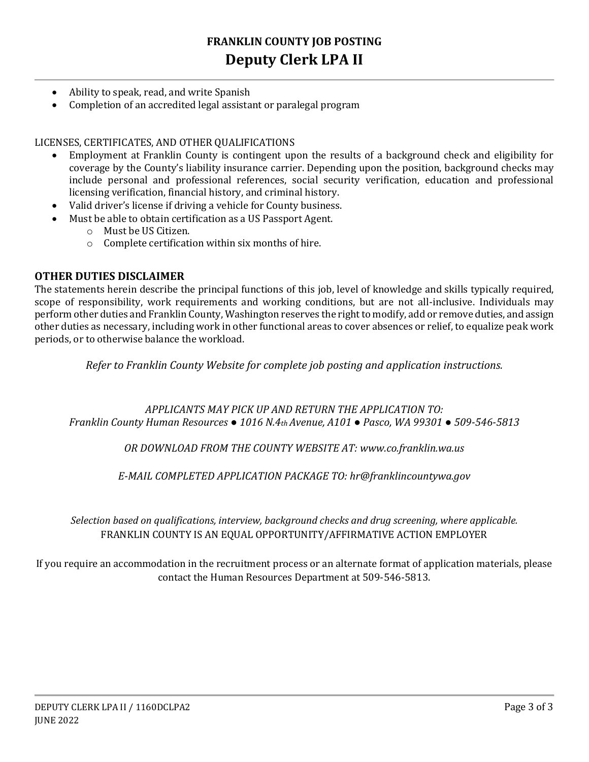- Ability to speak, read, and write Spanish
- Completion of an accredited legal assistant or paralegal program

LICENSES, CERTIFICATES, AND OTHER QUALIFICATIONS

- Employment at Franklin County is contingent upon the results of a background check and eligibility for coverage by the County's liability insurance carrier. Depending upon the position, background checks may include personal and professional references, social security verification, education and professional licensing verification, financial history, and criminal history.
- Valid driver's license if driving a vehicle for County business.
- Must be able to obtain certification as a US Passport Agent.
    - Must be US Citizen.
    - Complete certification within six months of hire.

## OTHER DUTIES DISCLAIMER

The statements herein describe the principal functions of this job, level of knowledge and skills typically required, scope of responsibility, work requirements and working conditions, but are not all-inclusive. Individuals may perform other duties and Franklin County, Washington reserves the right to modify, add or remove duties, and assign other duties as necessary, including work in other functional areas to cover absences or relief, to equalize peak work periods, or to otherwise balance the workload.

*Refer to Franklin County Website for complete job posting and application instructions.*

*APPLICANTS MAY PICK UP AND RETURN THE APPLICATION TO:*
*Franklin County Human Resources ● 1016 N.4th Avenue, A101 ● Pasco, WA 99301 ● 509-546-5813*

*OR DOWNLOAD FROM THE COUNTY WEBSITE AT: www.co.franklin.wa.us*

*E-MAIL COMPLETED APPLICATION PACKAGE TO: hr@franklincountywa.gov*

*Selection based on qualifications, interview, background checks and drug screening, where applicable.*
FRANKLIN COUNTY IS AN EQUAL OPPORTUNITY/AFFIRMATIVE ACTION EMPLOYER

If you require an accommodation in the recruitment process or an alternate format of application materials, please contact the Human Resources Department at 509-546-5813.